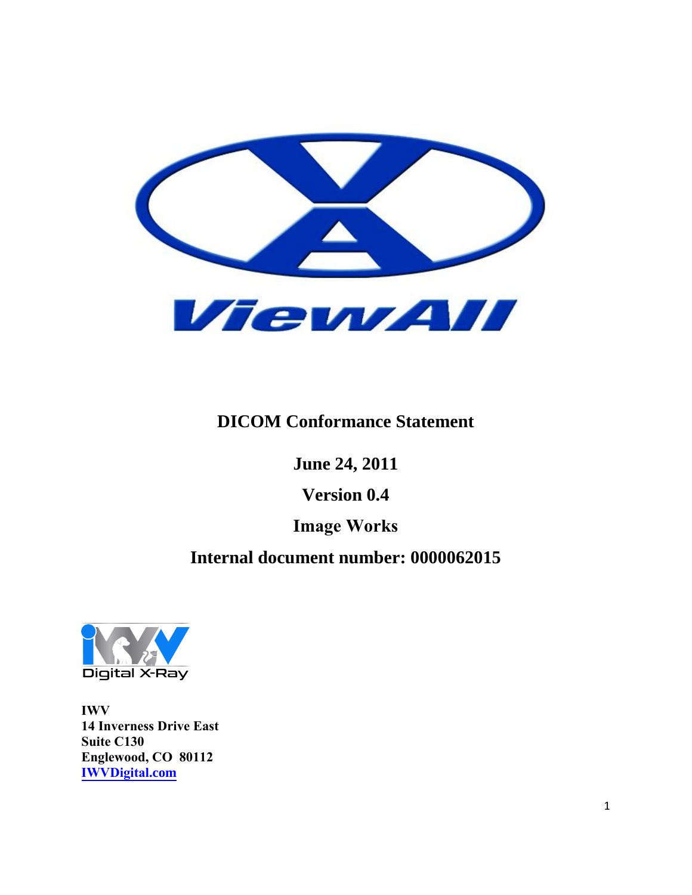# DICOM Conformance Statement

**June 24, 2011**

**Version 0.4**

**Image Works**

**Internal document number: 0000062015**

**IWV**
**14 Inverness Drive East**
**Suite C130**
**Englewood, CO 80112**
**IWVDigital.com**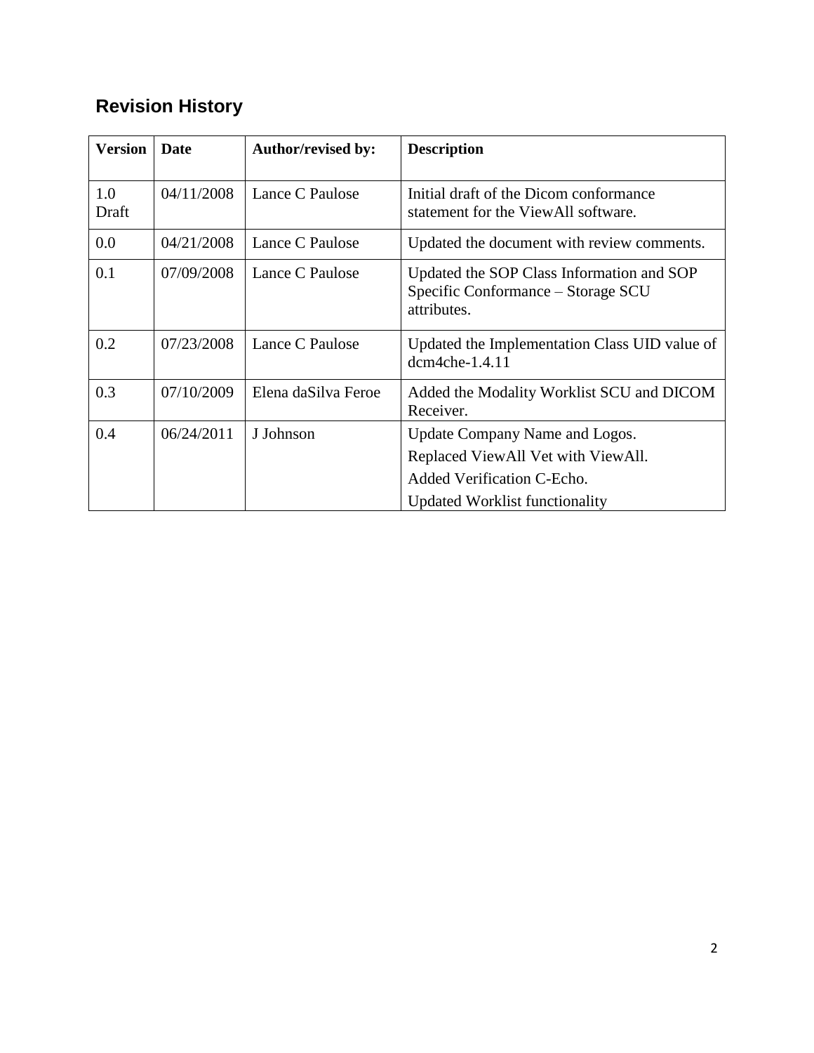## Revision History

| Version | Date | Author/revised by: | Description |
|---|---|---|---|
| 1.0 Draft | 04/11/2008 | Lance C Paulose | Initial draft of the Dicom conformance statement for the ViewAll software. |
| 0.0 | 04/21/2008 | Lance C Paulose | Updated the document with review comments. |
| 0.1 | 07/09/2008 | Lance C Paulose | Updated the SOP Class Information and SOP Specific Conformance – Storage SCU attributes. |
| 0.2 | 07/23/2008 | Lance C Paulose | Updated the Implementation Class UID value of dcm4che-1.4.11 |
| 0.3 | 07/10/2009 | Elena daSilva Feroe | Added the Modality Worklist SCU and DICOM Receiver. |
| 0.4 | 06/24/2011 | J Johnson | Update Company Name and Logos.<br>Replaced ViewAll Vet with ViewAll.<br>Added Verification C-Echo.<br>Updated Worklist functionality |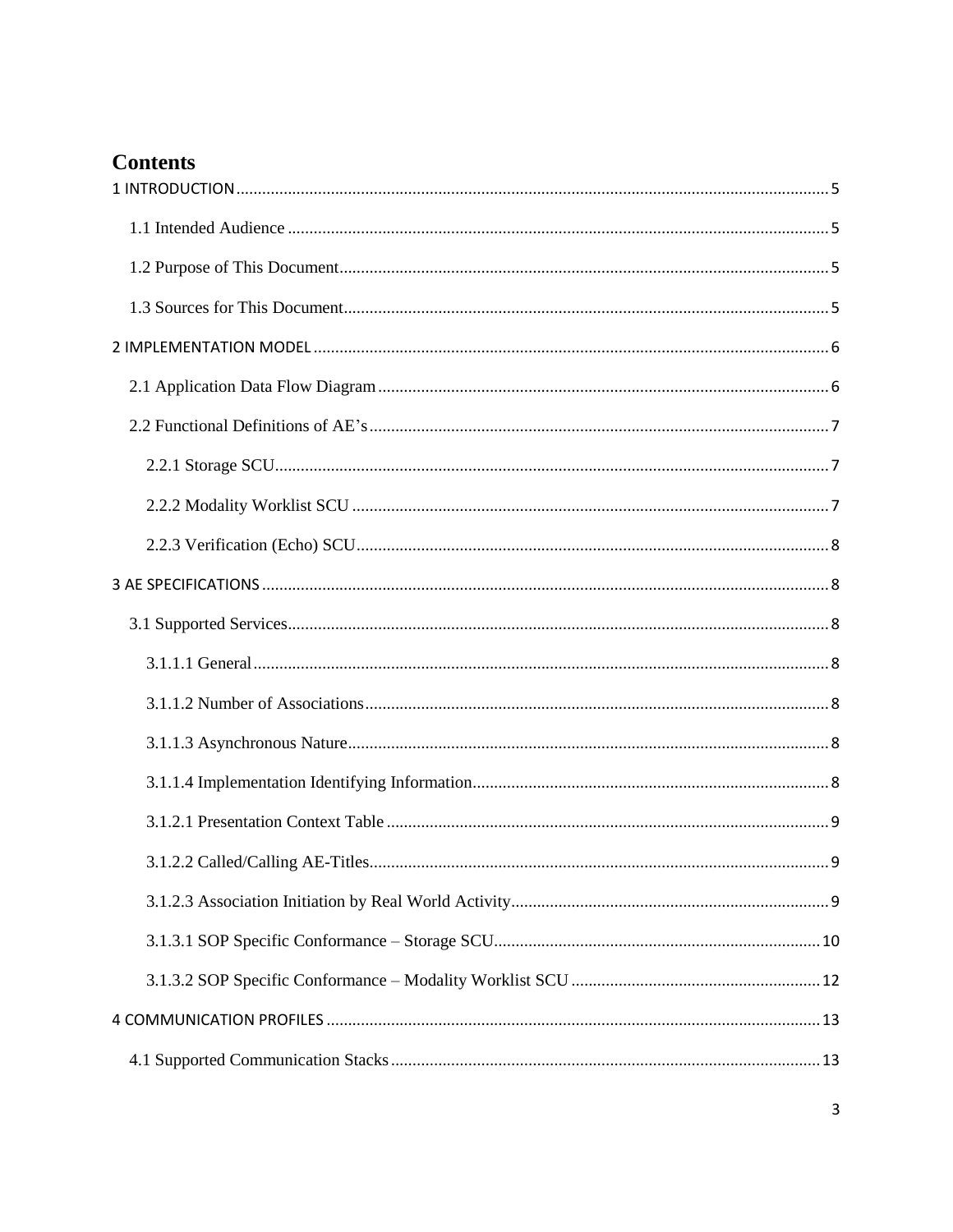# Contents

1 INTRODUCTION ........................................................................................................................ 5

1.1 Intended Audience ............................................................................................................ 5

1.2 Purpose of This Document................................................................................................ 5

1.3 Sources for This Document............................................................................................... 5

2 IMPLEMENTATION MODEL ...................................................................................................... 6

2.1 Application Data Flow Diagram ........................................................................................ 6

2.2 Functional Definitions of AE's .......................................................................................... 7

2.2.1 Storage SCU................................................................................................................ 7

2.2.2 Modality Worklist SCU .............................................................................................. 7

2.2.3 Verification (Echo) SCU............................................................................................. 8

3 AE SPECIFICATIONS .................................................................................................................. 8

3.1 Supported Services............................................................................................................ 8

3.1.1.1 General..................................................................................................................... 8

3.1.1.2 Number of Associations........................................................................................... 8

3.1.1.3 Asynchronous Nature............................................................................................... 8

3.1.1.4 Implementation Identifying Information.................................................................. 8

3.1.2.1 Presentation Context Table ...................................................................................... 9

3.1.2.2 Called/Calling AE-Titles.......................................................................................... 9

3.1.2.3 Association Initiation by Real World Activity......................................................... 9

3.1.3.1 SOP Specific Conformance – Storage SCU........................................................... 10

3.1.3.2 SOP Specific Conformance – Modality Worklist SCU ......................................... 12

4 COMMUNICATION PROFILES .................................................................................................. 13

4.1 Supported Communication Stacks .................................................................................. 13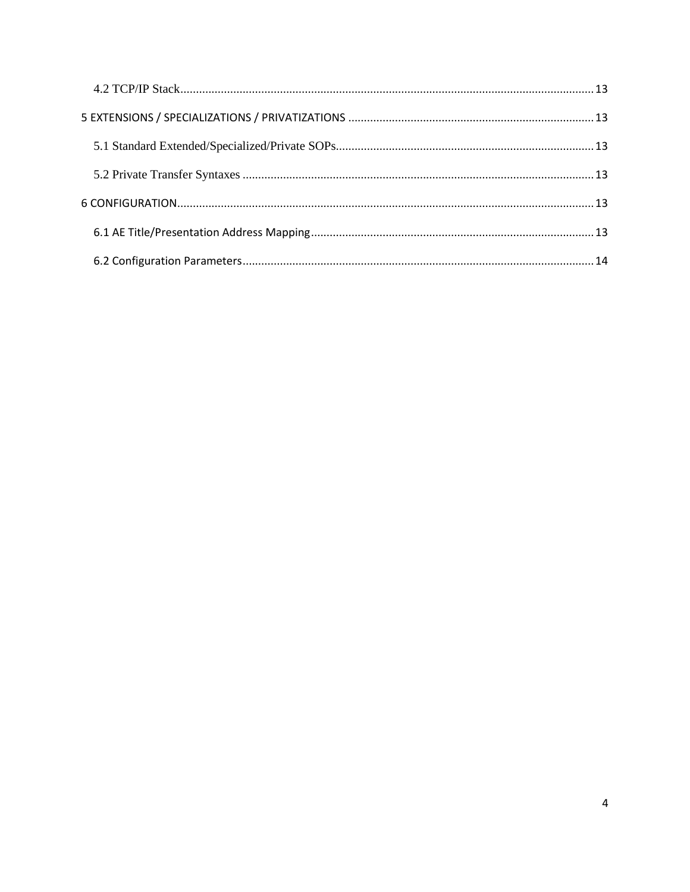4.2 TCP/IP Stack .......... 13

5 EXTENSIONS / SPECIALIZATIONS / PRIVATIZATIONS .......... 13

5.1 Standard Extended/Specialized/Private SOPs .......... 13

5.2 Private Transfer Syntaxes .......... 13

6 CONFIGURATION .......... 13

6.1 AE Title/Presentation Address Mapping .......... 13

6.2 Configuration Parameters .......... 14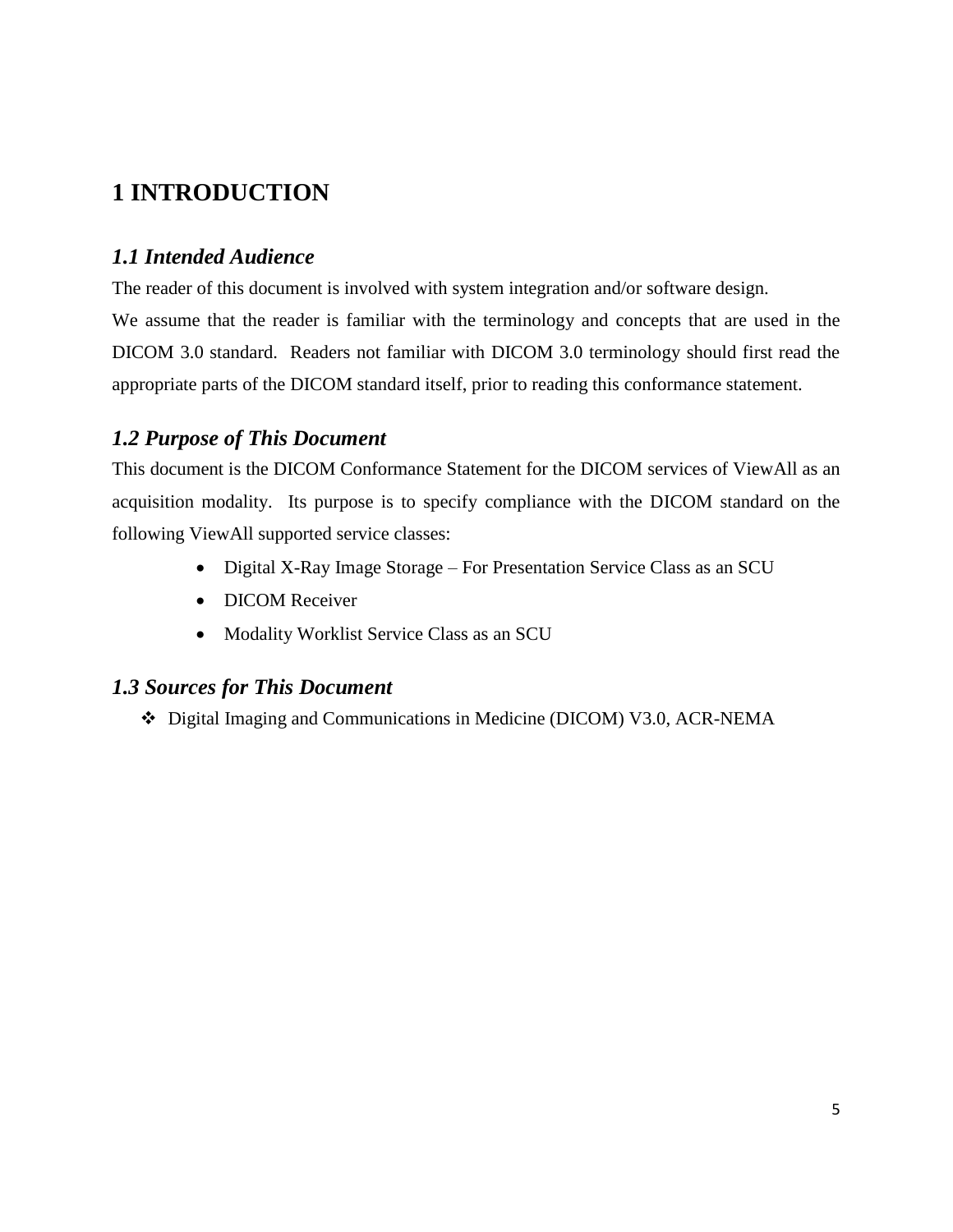# 1 INTRODUCTION

## *1.1 Intended Audience*

The reader of this document is involved with system integration and/or software design.

We assume that the reader is familiar with the terminology and concepts that are used in the DICOM 3.0 standard. Readers not familiar with DICOM 3.0 terminology should first read the appropriate parts of the DICOM standard itself, prior to reading this conformance statement.

## *1.2 Purpose of This Document*

This document is the DICOM Conformance Statement for the DICOM services of ViewAll as an acquisition modality. Its purpose is to specify compliance with the DICOM standard on the following ViewAll supported service classes:

- Digital X-Ray Image Storage – For Presentation Service Class as an SCU
- DICOM Receiver
- Modality Worklist Service Class as an SCU

## *1.3 Sources for This Document*

- Digital Imaging and Communications in Medicine (DICOM) V3.0, ACR-NEMA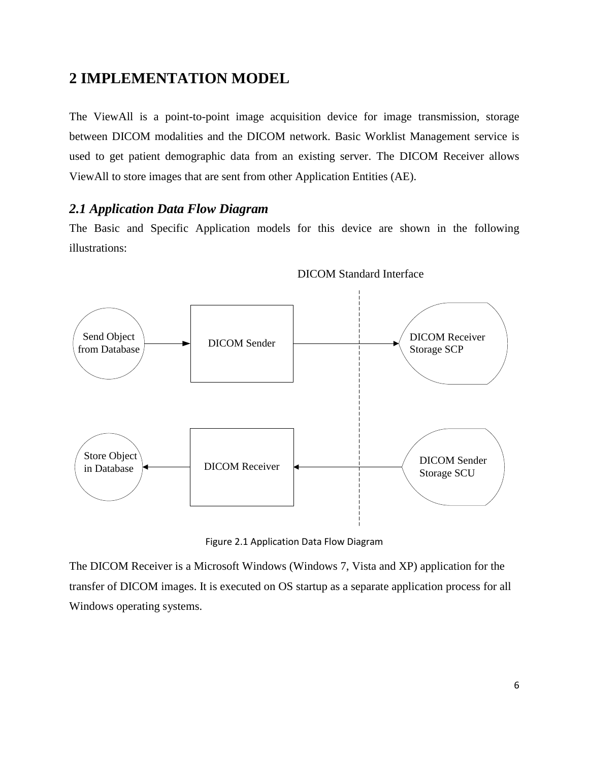# 2 IMPLEMENTATION MODEL

The ViewAll is a point-to-point image acquisition device for image transmission, storage between DICOM modalities and the DICOM network. Basic Worklist Management service is used to get patient demographic data from an existing server. The DICOM Receiver allows ViewAll to store images that are sent from other Application Entities (AE).

## *2.1 Application Data Flow Diagram*

The Basic and Specific Application models for this device are shown in the following illustrations:

DICOM Standard Interface

Send Object from Database → DICOM Sender → DICOM Receiver Storage SCP

Store Object in Database ← DICOM Receiver ← DICOM Sender Storage SCU

Figure 2.1 Application Data Flow Diagram

The DICOM Receiver is a Microsoft Windows (Windows 7, Vista and XP) application for the transfer of DICOM images. It is executed on OS startup as a separate application process for all Windows operating systems.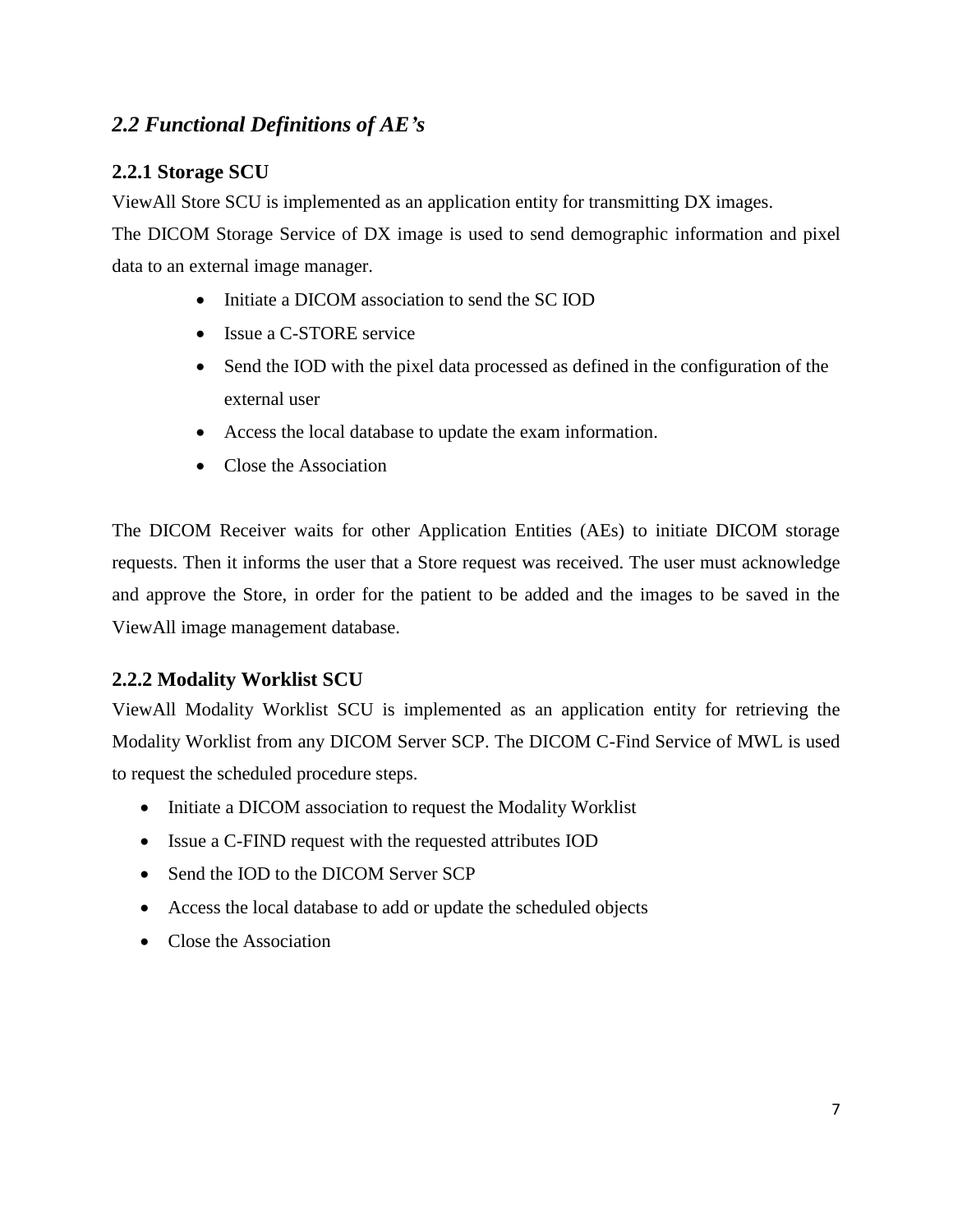## *2.2 Functional Definitions of AE's*

### 2.2.1 Storage SCU

ViewAll Store SCU is implemented as an application entity for transmitting DX images.

The DICOM Storage Service of DX image is used to send demographic information and pixel data to an external image manager.

- Initiate a DICOM association to send the SC IOD
- Issue a C-STORE service
- Send the IOD with the pixel data processed as defined in the configuration of the external user
- Access the local database to update the exam information.
- Close the Association

The DICOM Receiver waits for other Application Entities (AEs) to initiate DICOM storage requests. Then it informs the user that a Store request was received. The user must acknowledge and approve the Store, in order for the patient to be added and the images to be saved in the ViewAll image management database.

### 2.2.2 Modality Worklist SCU

ViewAll Modality Worklist SCU is implemented as an application entity for retrieving the Modality Worklist from any DICOM Server SCP. The DICOM C-Find Service of MWL is used to request the scheduled procedure steps.

- Initiate a DICOM association to request the Modality Worklist
- Issue a C-FIND request with the requested attributes IOD
- Send the IOD to the DICOM Server SCP
- Access the local database to add or update the scheduled objects
- Close the Association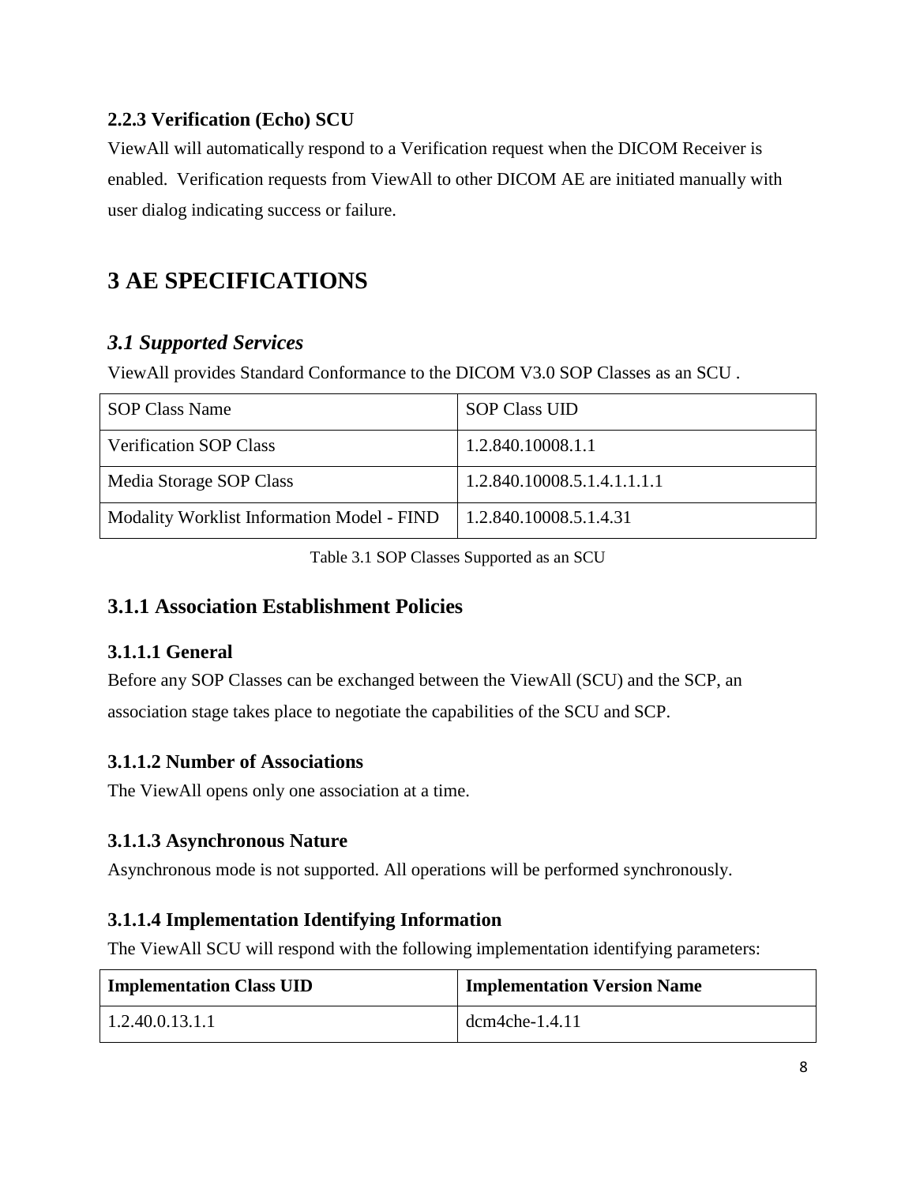### 2.2.3 Verification (Echo) SCU

ViewAll will automatically respond to a Verification request when the DICOM Receiver is enabled. Verification requests from ViewAll to other DICOM AE are initiated manually with user dialog indicating success or failure.

# 3 AE SPECIFICATIONS

## *3.1 Supported Services*

ViewAll provides Standard Conformance to the DICOM V3.0 SOP Classes as an SCU .

| SOP Class Name | SOP Class UID |
| --- | --- |
| Verification SOP Class | 1.2.840.10008.1.1 |
| Media Storage SOP Class | 1.2.840.10008.5.1.4.1.1.1.1 |
| Modality Worklist Information Model - FIND | 1.2.840.10008.5.1.4.31 |

Table 3.1 SOP Classes Supported as an SCU

### 3.1.1 Association Establishment Policies

#### 3.1.1.1 General

Before any SOP Classes can be exchanged between the ViewAll (SCU) and the SCP, an association stage takes place to negotiate the capabilities of the SCU and SCP.

#### 3.1.1.2 Number of Associations

The ViewAll opens only one association at a time.

#### 3.1.1.3 Asynchronous Nature

Asynchronous mode is not supported. All operations will be performed synchronously.

#### 3.1.1.4 Implementation Identifying Information

The ViewAll SCU will respond with the following implementation identifying parameters:

| **Implementation Class UID** | **Implementation Version Name** |
| --- | --- |
| 1.2.40.0.13.1.1 | dcm4che-1.4.11 |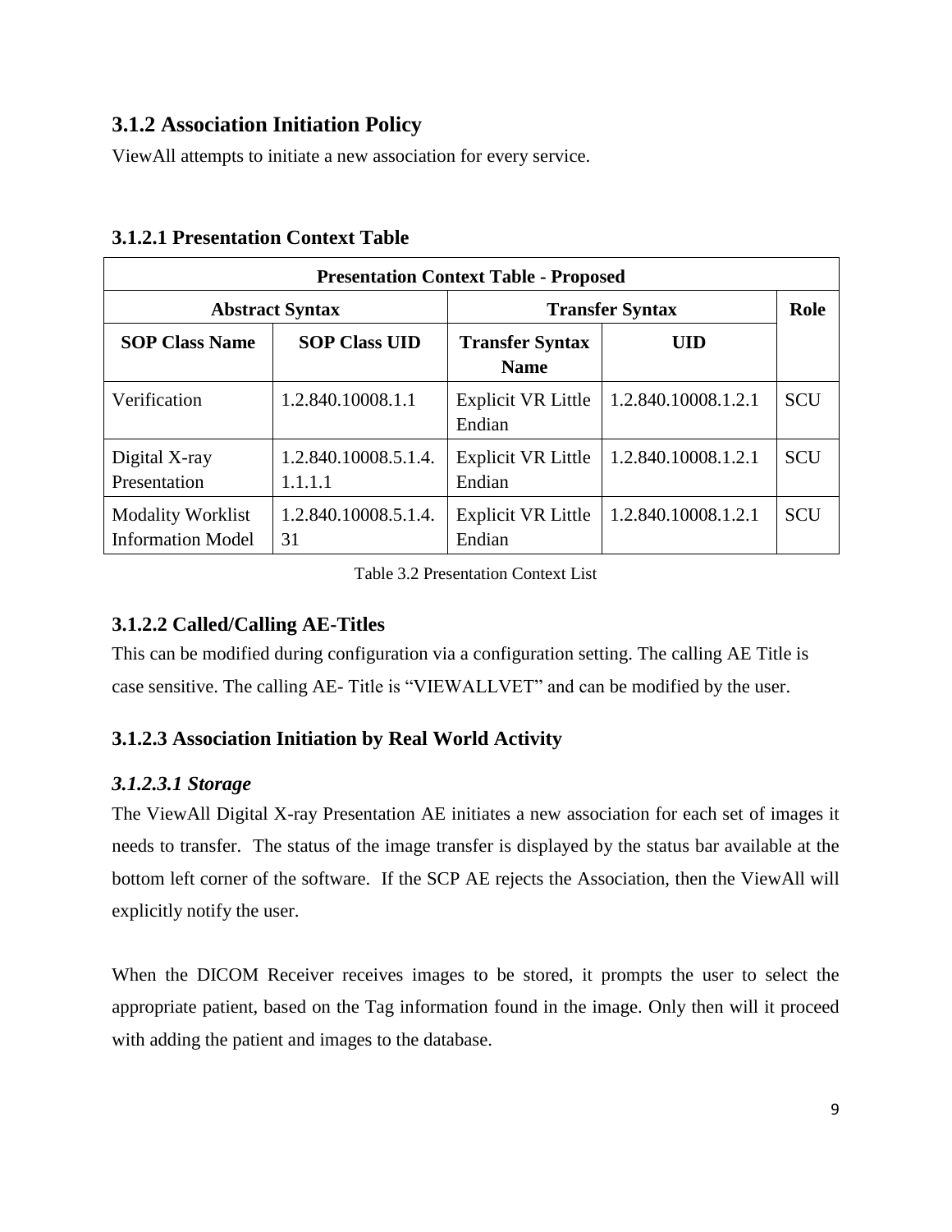### 3.1.2 Association Initiation Policy

ViewAll attempts to initiate a new association for every service.

#### 3.1.2.1 Presentation Context Table

| Presentation Context Table - Proposed | | | | |
|---|---|---|---|---|
| **Abstract Syntax** | | **Transfer Syntax** | | **Role** |
| **SOP Class Name** | **SOP Class UID** | **Transfer Syntax Name** | **UID** | |
| Verification | 1.2.840.10008.1.1 | Explicit VR Little Endian | 1.2.840.10008.1.2.1 | SCU |
| Digital X-ray Presentation | 1.2.840.10008.5.1.4.1.1.1.1 | Explicit VR Little Endian | 1.2.840.10008.1.2.1 | SCU |
| Modality Worklist Information Model | 1.2.840.10008.5.1.4.31 | Explicit VR Little Endian | 1.2.840.10008.1.2.1 | SCU |

Table 3.2 Presentation Context List

#### 3.1.2.2 Called/Calling AE-Titles

This can be modified during configuration via a configuration setting. The calling AE Title is case sensitive. The calling AE- Title is "VIEWALLVET" and can be modified by the user.

#### 3.1.2.3 Association Initiation by Real World Activity

##### *3.1.2.3.1 Storage*

The ViewAll Digital X-ray Presentation AE initiates a new association for each set of images it needs to transfer. The status of the image transfer is displayed by the status bar available at the bottom left corner of the software. If the SCP AE rejects the Association, then the ViewAll will explicitly notify the user.

When the DICOM Receiver receives images to be stored, it prompts the user to select the appropriate patient, based on the Tag information found in the image. Only then will it proceed with adding the patient and images to the database.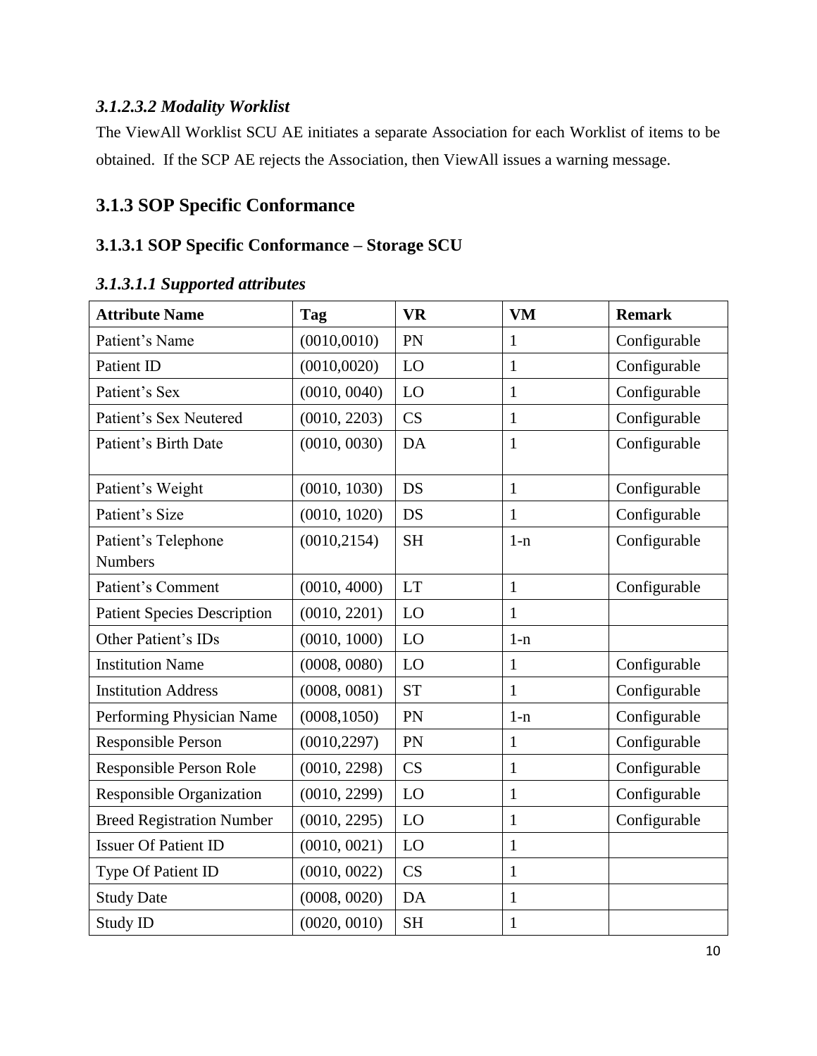#### *3.1.2.3.2 Modality Worklist*

The ViewAll Worklist SCU AE initiates a separate Association for each Worklist of items to be obtained. If the SCP AE rejects the Association, then ViewAll issues a warning message.

## 3.1.3 SOP Specific Conformance

### 3.1.3.1 SOP Specific Conformance – Storage SCU

#### *3.1.3.1.1 Supported attributes*

| Attribute Name | Tag | VR | VM | Remark |
|---|---|---|---|---|
| Patient's Name | (0010,0010) | PN | 1 | Configurable |
| Patient ID | (0010,0020) | LO | 1 | Configurable |
| Patient's Sex | (0010, 0040) | LO | 1 | Configurable |
| Patient's Sex Neutered | (0010, 2203) | CS | 1 | Configurable |
| Patient's Birth Date | (0010, 0030) | DA | 1 | Configurable |
| Patient's Weight | (0010, 1030) | DS | 1 | Configurable |
| Patient's Size | (0010, 1020) | DS | 1 | Configurable |
| Patient's Telephone Numbers | (0010,2154) | SH | 1-n | Configurable |
| Patient's Comment | (0010, 4000) | LT | 1 | Configurable |
| Patient Species Description | (0010, 2201) | LO | 1 | |
| Other Patient's IDs | (0010, 1000) | LO | 1-n | |
| Institution Name | (0008, 0080) | LO | 1 | Configurable |
| Institution Address | (0008, 0081) | ST | 1 | Configurable |
| Performing Physician Name | (0008,1050) | PN | 1-n | Configurable |
| Responsible Person | (0010,2297) | PN | 1 | Configurable |
| Responsible Person Role | (0010, 2298) | CS | 1 | Configurable |
| Responsible Organization | (0010, 2299) | LO | 1 | Configurable |
| Breed Registration Number | (0010, 2295) | LO | 1 | Configurable |
| Issuer Of Patient ID | (0010, 0021) | LO | 1 | |
| Type Of Patient ID | (0010, 0022) | CS | 1 | |
| Study Date | (0008, 0020) | DA | 1 | |
| Study ID | (0020, 0010) | SH | 1 | |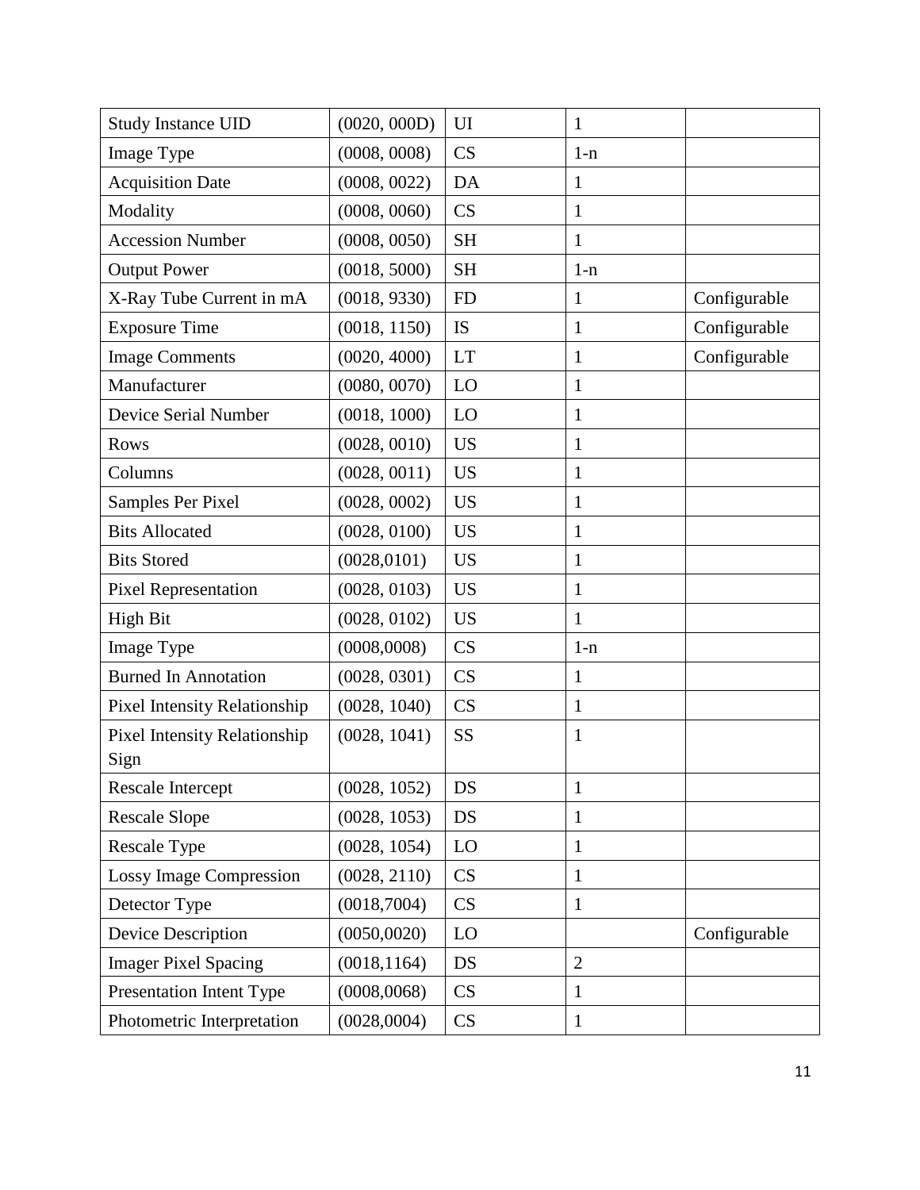| Study Instance UID | (0020, 000D) | UI | 1 | |
|---|---|---|---|---|
| Image Type | (0008, 0008) | CS | 1-n | |
| Acquisition Date | (0008, 0022) | DA | 1 | |
| Modality | (0008, 0060) | CS | 1 | |
| Accession Number | (0008, 0050) | SH | 1 | |
| Output Power | (0018, 5000) | SH | 1-n | |
| X-Ray Tube Current in mA | (0018, 9330) | FD | 1 | Configurable |
| Exposure Time | (0018, 1150) | IS | 1 | Configurable |
| Image Comments | (0020, 4000) | LT | 1 | Configurable |
| Manufacturer | (0080, 0070) | LO | 1 | |
| Device Serial Number | (0018, 1000) | LO | 1 | |
| Rows | (0028, 0010) | US | 1 | |
| Columns | (0028, 0011) | US | 1 | |
| Samples Per Pixel | (0028, 0002) | US | 1 | |
| Bits Allocated | (0028, 0100) | US | 1 | |
| Bits Stored | (0028,0101) | US | 1 | |
| Pixel Representation | (0028, 0103) | US | 1 | |
| High Bit | (0028, 0102) | US | 1 | |
| Image Type | (0008,0008) | CS | 1-n | |
| Burned In Annotation | (0028, 0301) | CS | 1 | |
| Pixel Intensity Relationship | (0028, 1040) | CS | 1 | |
| Pixel Intensity Relationship Sign | (0028, 1041) | SS | 1 | |
| Rescale Intercept | (0028, 1052) | DS | 1 | |
| Rescale Slope | (0028, 1053) | DS | 1 | |
| Rescale Type | (0028, 1054) | LO | 1 | |
| Lossy Image Compression | (0028, 2110) | CS | 1 | |
| Detector Type | (0018,7004) | CS | 1 | |
| Device Description | (0050,0020) | LO | | Configurable |
| Imager Pixel Spacing | (0018,1164) | DS | 2 | |
| Presentation Intent Type | (0008,0068) | CS | 1 | |
| Photometric Interpretation | (0028,0004) | CS | 1 | |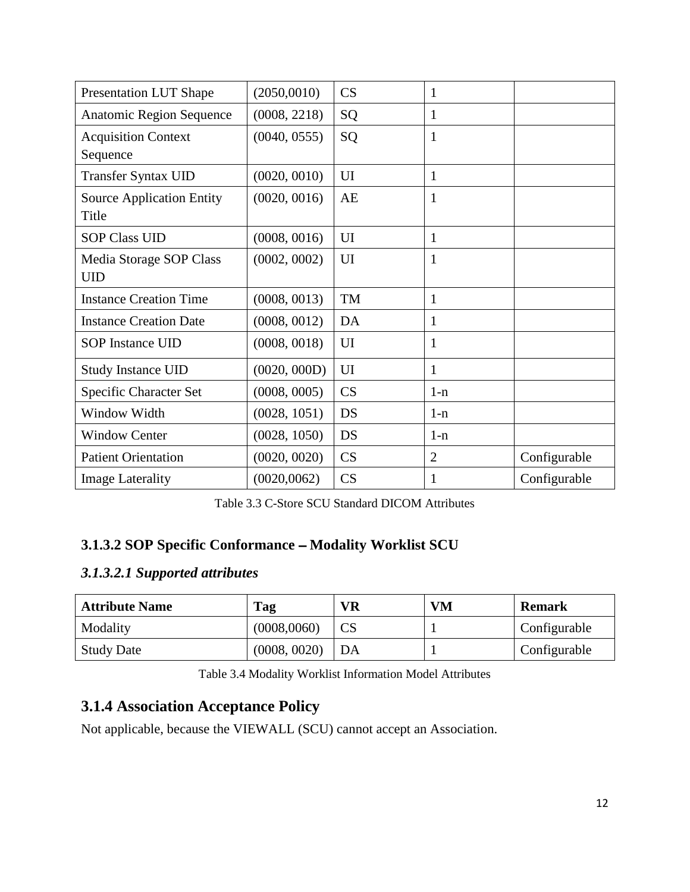| | | | | |
|---|---|---|---|---|
| Presentation LUT Shape | (2050,0010) | CS | 1 | |
| Anatomic Region Sequence | (0008, 2218) | SQ | 1 | |
| Acquisition Context Sequence | (0040, 0555) | SQ | 1 | |
| Transfer Syntax UID | (0020, 0010) | UI | 1 | |
| Source Application Entity Title | (0020, 0016) | AE | 1 | |
| SOP Class UID | (0008, 0016) | UI | 1 | |
| Media Storage SOP Class UID | (0002, 0002) | UI | 1 | |
| Instance Creation Time | (0008, 0013) | TM | 1 | |
| Instance Creation Date | (0008, 0012) | DA | 1 | |
| SOP Instance UID | (0008, 0018) | UI | 1 | |
| Study Instance UID | (0020, 000D) | UI | 1 | |
| Specific Character Set | (0008, 0005) | CS | 1-n | |
| Window Width | (0028, 1051) | DS | 1-n | |
| Window Center | (0028, 1050) | DS | 1-n | |
| Patient Orientation | (0020, 0020) | CS | 2 | Configurable |
| Image Laterality | (0020,0062) | CS | 1 | Configurable |

Table 3.3 C-Store SCU Standard DICOM Attributes

### 3.1.3.2 SOP Specific Conformance – Modality Worklist SCU

#### *3.1.3.2.1 Supported attributes*

| Attribute Name | Tag | VR | VM | Remark |
|---|---|---|---|---|
| Modality | (0008,0060) | CS | 1 | Configurable |
| Study Date | (0008, 0020) | DA | 1 | Configurable |

Table 3.4 Modality Worklist Information Model Attributes

## 3.1.4 Association Acceptance Policy

Not applicable, because the VIEWALL (SCU) cannot accept an Association.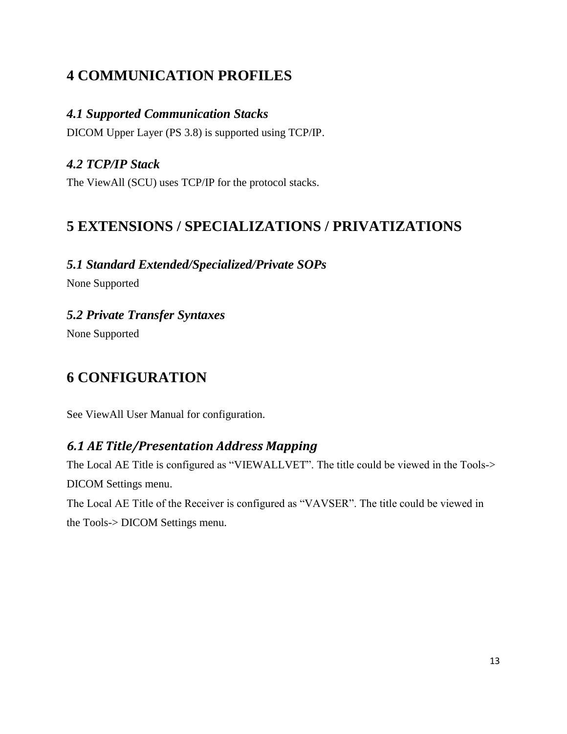# 4 COMMUNICATION PROFILES

## *4.1 Supported Communication Stacks*

DICOM Upper Layer (PS 3.8) is supported using TCP/IP.

## *4.2 TCP/IP Stack*

The ViewAll (SCU) uses TCP/IP for the protocol stacks.

# 5 EXTENSIONS / SPECIALIZATIONS / PRIVATIZATIONS

## *5.1 Standard Extended/Specialized/Private SOPs*

None Supported

## *5.2 Private Transfer Syntaxes*

None Supported

# 6 CONFIGURATION

See ViewAll User Manual for configuration.

## *6.1 AE Title/Presentation Address Mapping*

The Local AE Title is configured as "VIEWALLVET". The title could be viewed in the Tools-> DICOM Settings menu.

The Local AE Title of the Receiver is configured as "VAVSER". The title could be viewed in the Tools-> DICOM Settings menu.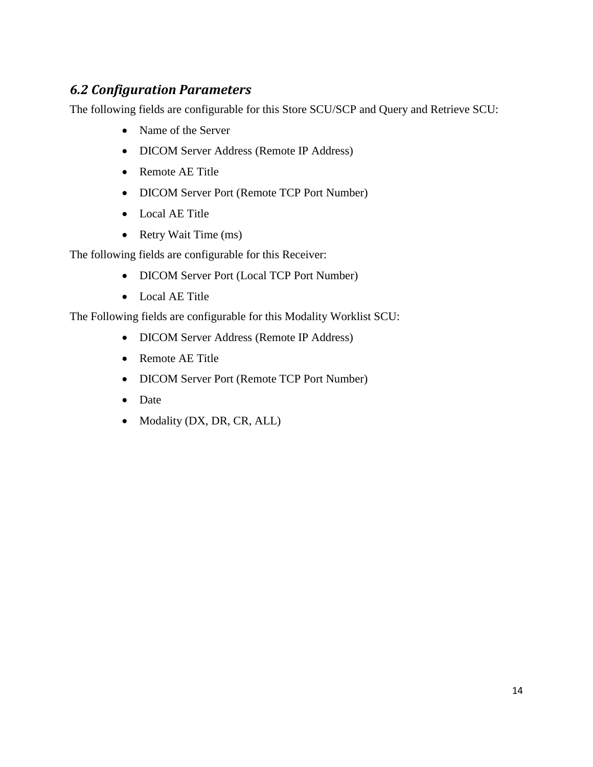## *6.2 Configuration Parameters*

The following fields are configurable for this Store SCU/SCP and Query and Retrieve SCU:

- Name of the Server
- DICOM Server Address (Remote IP Address)
- Remote AE Title
- DICOM Server Port (Remote TCP Port Number)
- Local AE Title
- Retry Wait Time (ms)

The following fields are configurable for this Receiver:

- DICOM Server Port (Local TCP Port Number)
- Local AE Title

The Following fields are configurable for this Modality Worklist SCU:

- DICOM Server Address (Remote IP Address)
- Remote AE Title
- DICOM Server Port (Remote TCP Port Number)
- Date
- Modality (DX, DR, CR, ALL)